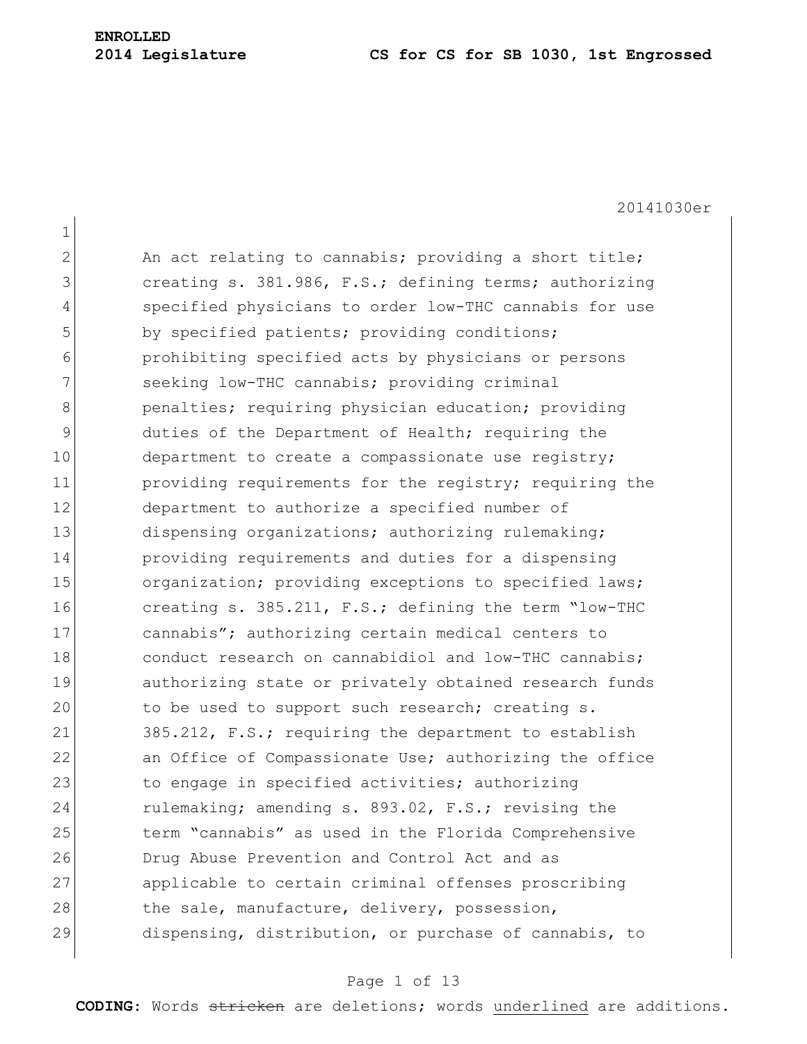**ENROLLED**

**2014 Legislature** **CS for CS for SB 1030, 1st Engrossed**

20141030er

An act relating to cannabis; providing a short title; creating s. 381.986, F.S.; defining terms; authorizing specified physicians to order low-THC cannabis for use by specified patients; providing conditions; prohibiting specified acts by physicians or persons seeking low-THC cannabis; providing criminal penalties; requiring physician education; providing duties of the Department of Health; requiring the department to create a compassionate use registry; providing requirements for the registry; requiring the department to authorize a specified number of dispensing organizations; authorizing rulemaking; providing requirements and duties for a dispensing organization; providing exceptions to specified laws; creating s. 385.211, F.S.; defining the term "low-THC cannabis"; authorizing certain medical centers to conduct research on cannabidiol and low-THC cannabis; authorizing state or privately obtained research funds to be used to support such research; creating s. 385.212, F.S.; requiring the department to establish an Office of Compassionate Use; authorizing the office to engage in specified activities; authorizing rulemaking; amending s. 893.02, F.S.; revising the term "cannabis" as used in the Florida Comprehensive Drug Abuse Prevention and Control Act and as applicable to certain criminal offenses proscribing the sale, manufacture, delivery, possession, dispensing, distribution, or purchase of cannabis, to

**CODING:** Words ~~stricken~~ are deletions; words <u>underlined</u> are additions.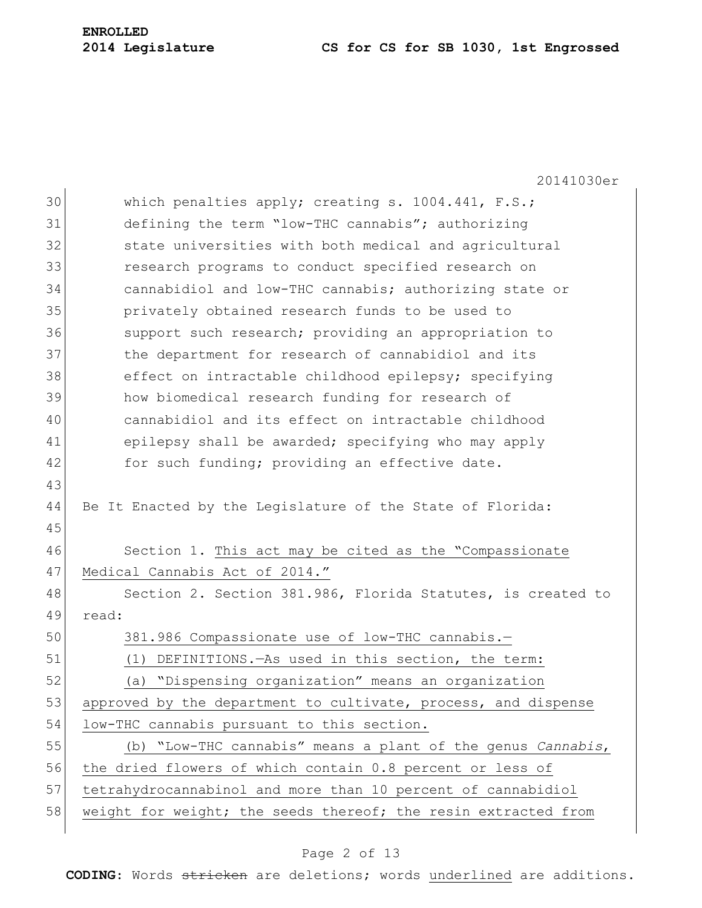which penalties apply; creating s. 1004.441, F.S.; defining the term "low-THC cannabis"; authorizing state universities with both medical and agricultural research programs to conduct specified research on cannabidiol and low-THC cannabis; authorizing state or privately obtained research funds to be used to support such research; providing an appropriation to the department for research of cannabidiol and its effect on intractable childhood epilepsy; specifying how biomedical research funding for research of cannabidiol and its effect on intractable childhood epilepsy shall be awarded; specifying who may apply for such funding; providing an effective date.

Be It Enacted by the Legislature of the State of Florida:

Section 1. This act may be cited as the "Compassionate Medical Cannabis Act of 2014."

Section 2. Section 381.986, Florida Statutes, is created to read:

381.986 Compassionate use of low-THC cannabis.—

(1) DEFINITIONS.—As used in this section, the term:

(a) "Dispensing organization" means an organization approved by the department to cultivate, process, and dispense low-THC cannabis pursuant to this section.

(b) "Low-THC cannabis" means a plant of the genus *Cannabis*, the dried flowers of which contain 0.8 percent or less of tetrahydrocannabinol and more than 10 percent of cannabidiol weight for weight; the seeds thereof; the resin extracted from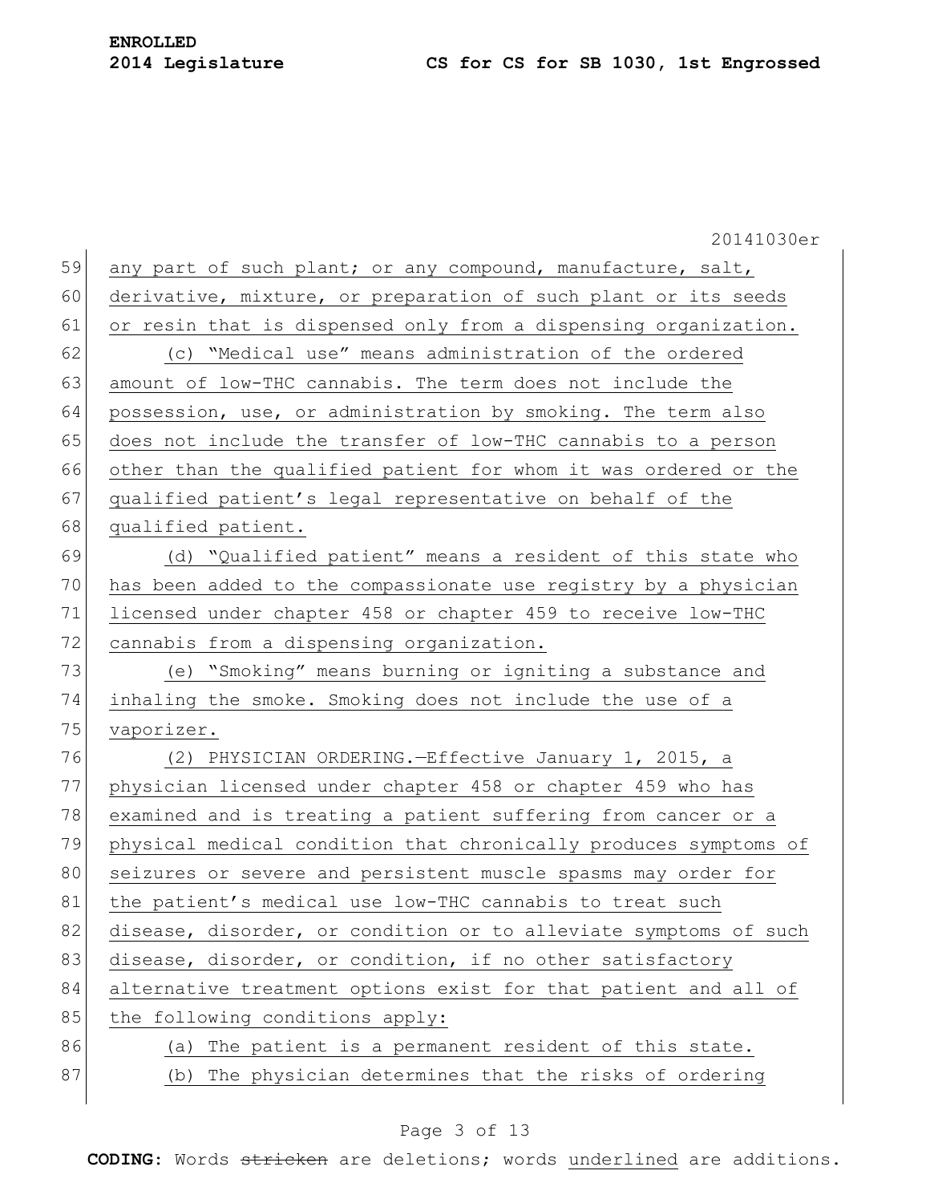any part of such plant; or any compound, manufacture, salt, derivative, mixture, or preparation of such plant or its seeds or resin that is dispensed only from a dispensing organization.

(c) "Medical use" means administration of the ordered amount of low-THC cannabis. The term does not include the possession, use, or administration by smoking. The term also does not include the transfer of low-THC cannabis to a person other than the qualified patient for whom it was ordered or the qualified patient's legal representative on behalf of the qualified patient.

(d) "Qualified patient" means a resident of this state who has been added to the compassionate use registry by a physician licensed under chapter 458 or chapter 459 to receive low-THC cannabis from a dispensing organization.

(e) "Smoking" means burning or igniting a substance and inhaling the smoke. Smoking does not include the use of a vaporizer.

(2) PHYSICIAN ORDERING.—Effective January 1, 2015, a physician licensed under chapter 458 or chapter 459 who has examined and is treating a patient suffering from cancer or a physical medical condition that chronically produces symptoms of seizures or severe and persistent muscle spasms may order for the patient's medical use low-THC cannabis to treat such disease, disorder, or condition or to alleviate symptoms of such disease, disorder, or condition, if no other satisfactory alternative treatment options exist for that patient and all of the following conditions apply:

(a) The patient is a permanent resident of this state.

(b) The physician determines that the risks of ordering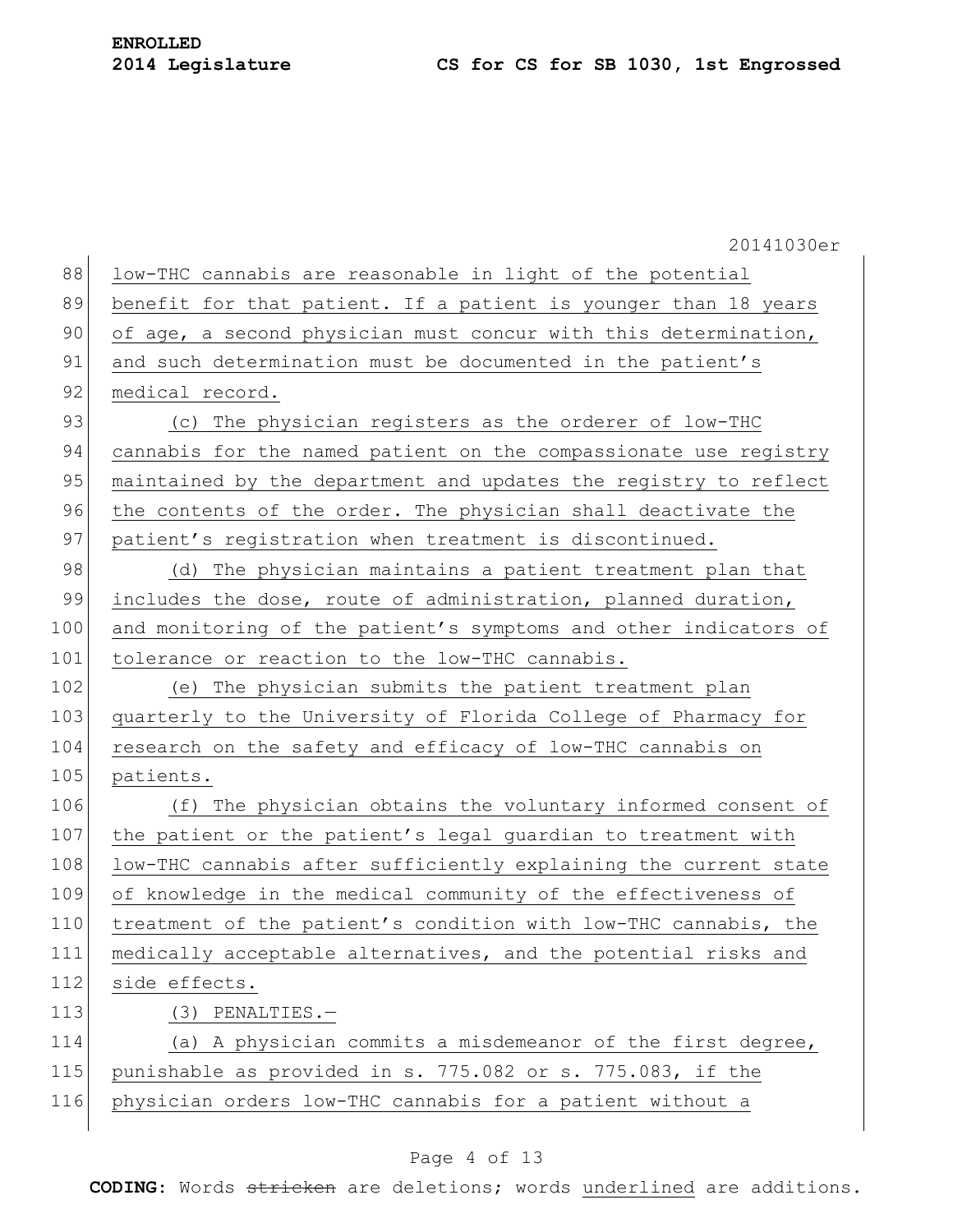low-THC cannabis are reasonable in light of the potential benefit for that patient. If a patient is younger than 18 years of age, a second physician must concur with this determination, and such determination must be documented in the patient's medical record.

(c) The physician registers as the orderer of low-THC cannabis for the named patient on the compassionate use registry maintained by the department and updates the registry to reflect the contents of the order. The physician shall deactivate the patient's registration when treatment is discontinued.

(d) The physician maintains a patient treatment plan that includes the dose, route of administration, planned duration, and monitoring of the patient's symptoms and other indicators of tolerance or reaction to the low-THC cannabis.

(e) The physician submits the patient treatment plan quarterly to the University of Florida College of Pharmacy for research on the safety and efficacy of low-THC cannabis on patients.

(f) The physician obtains the voluntary informed consent of the patient or the patient's legal guardian to treatment with low-THC cannabis after sufficiently explaining the current state of knowledge in the medical community of the effectiveness of treatment of the patient's condition with low-THC cannabis, the medically acceptable alternatives, and the potential risks and side effects.

(3) PENALTIES.—

(a) A physician commits a misdemeanor of the first degree, punishable as provided in s. 775.082 or s. 775.083, if the physician orders low-THC cannabis for a patient without a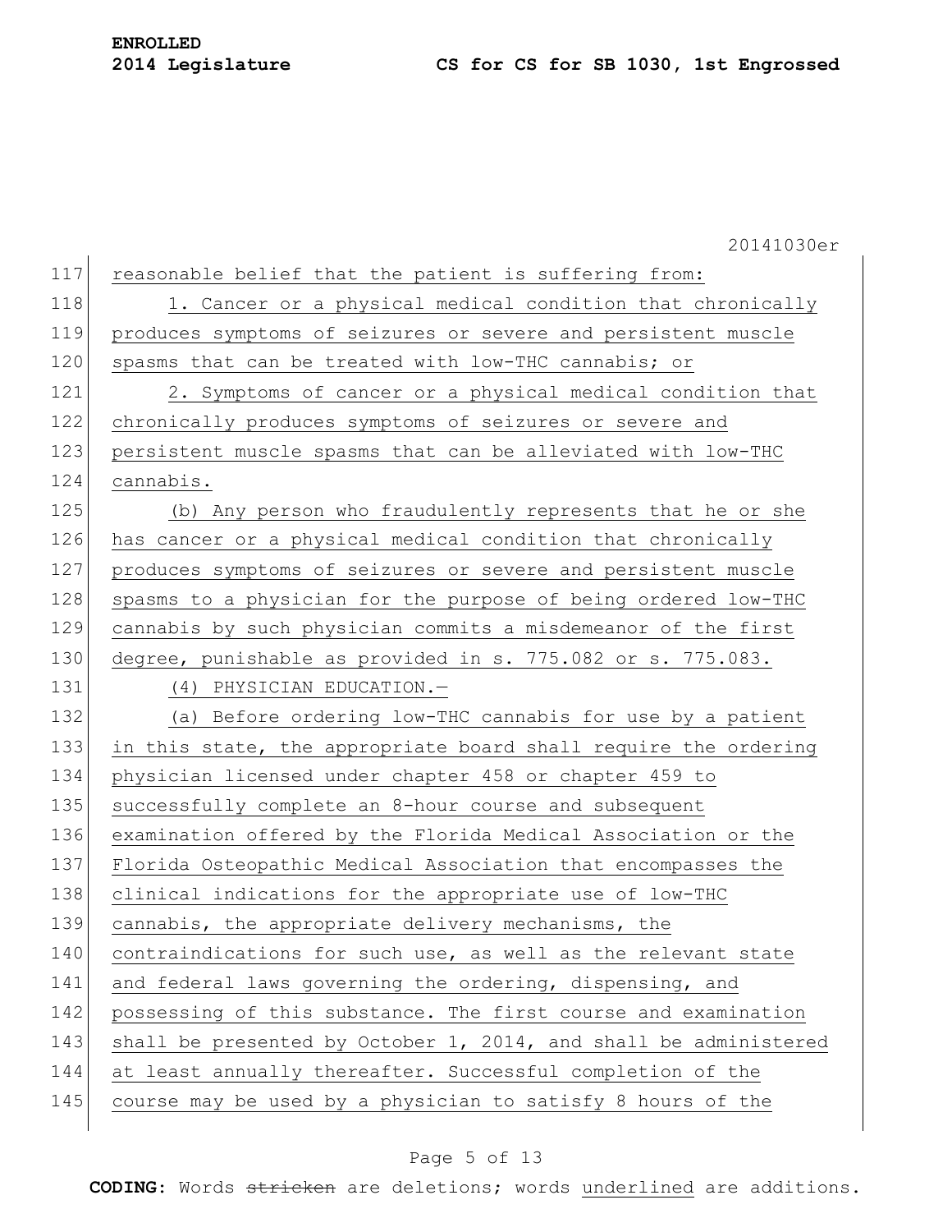reasonable belief that the patient is suffering from:

1. Cancer or a physical medical condition that chronically produces symptoms of seizures or severe and persistent muscle spasms that can be treated with low-THC cannabis; or

2. Symptoms of cancer or a physical medical condition that chronically produces symptoms of seizures or severe and persistent muscle spasms that can be alleviated with low-THC cannabis.

(b) Any person who fraudulently represents that he or she has cancer or a physical medical condition that chronically produces symptoms of seizures or severe and persistent muscle spasms to a physician for the purpose of being ordered low-THC cannabis by such physician commits a misdemeanor of the first degree, punishable as provided in s. 775.082 or s. 775.083.

(4) PHYSICIAN EDUCATION.—

(a) Before ordering low-THC cannabis for use by a patient in this state, the appropriate board shall require the ordering physician licensed under chapter 458 or chapter 459 to successfully complete an 8-hour course and subsequent examination offered by the Florida Medical Association or the Florida Osteopathic Medical Association that encompasses the clinical indications for the appropriate use of low-THC cannabis, the appropriate delivery mechanisms, the contraindications for such use, as well as the relevant state and federal laws governing the ordering, dispensing, and possessing of this substance. The first course and examination shall be presented by October 1, 2014, and shall be administered at least annually thereafter. Successful completion of the course may be used by a physician to satisfy 8 hours of the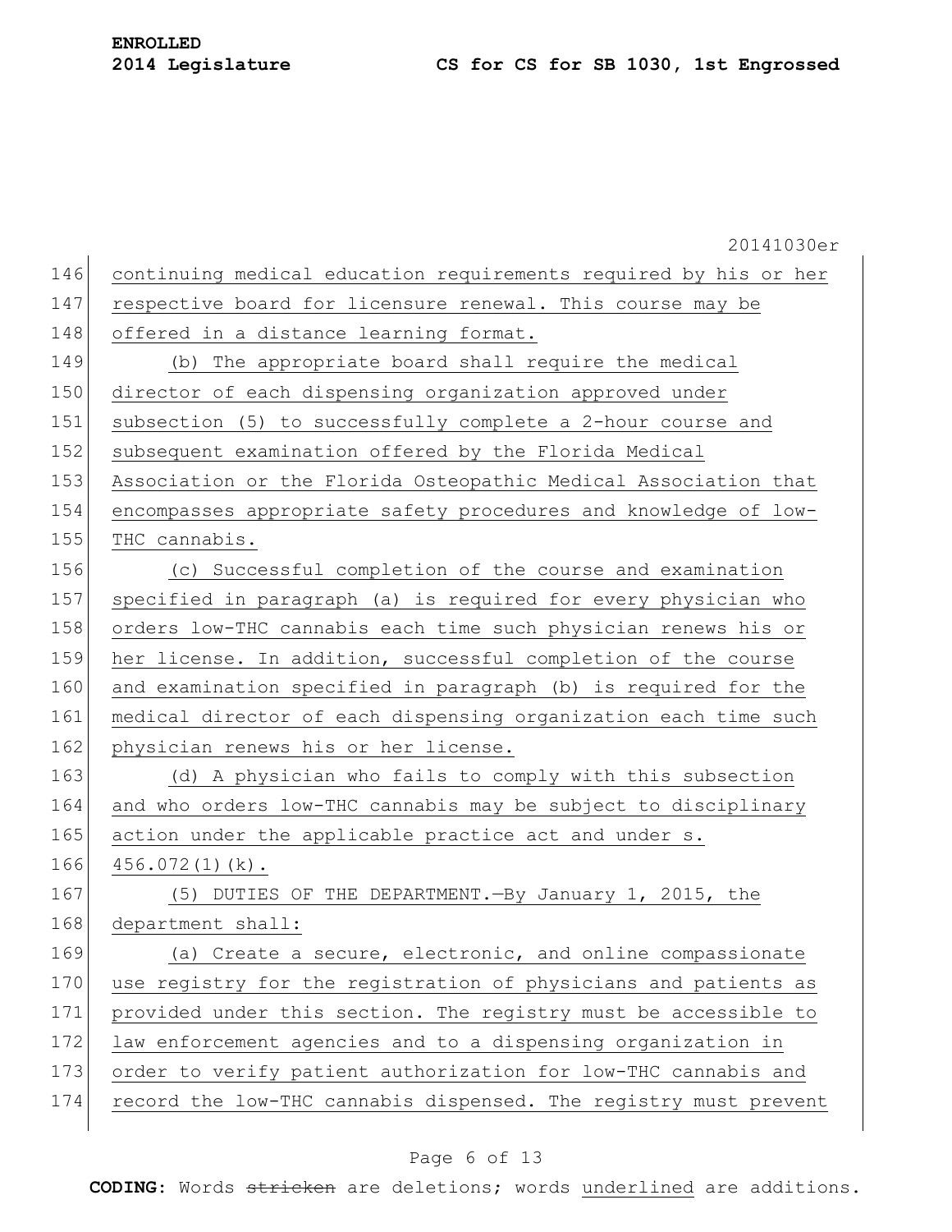continuing medical education requirements required by his or her respective board for licensure renewal. This course may be offered in a distance learning format.

(b) The appropriate board shall require the medical director of each dispensing organization approved under subsection (5) to successfully complete a 2-hour course and subsequent examination offered by the Florida Medical Association or the Florida Osteopathic Medical Association that encompasses appropriate safety procedures and knowledge of low-THC cannabis.

(c) Successful completion of the course and examination specified in paragraph (a) is required for every physician who orders low-THC cannabis each time such physician renews his or her license. In addition, successful completion of the course and examination specified in paragraph (b) is required for the medical director of each dispensing organization each time such physician renews his or her license.

(d) A physician who fails to comply with this subsection and who orders low-THC cannabis may be subject to disciplinary action under the applicable practice act and under s. 456.072(1)(k).

(5) DUTIES OF THE DEPARTMENT.—By January 1, 2015, the department shall:

(a) Create a secure, electronic, and online compassionate use registry for the registration of physicians and patients as provided under this section. The registry must be accessible to law enforcement agencies and to a dispensing organization in order to verify patient authorization for low-THC cannabis and record the low-THC cannabis dispensed. The registry must prevent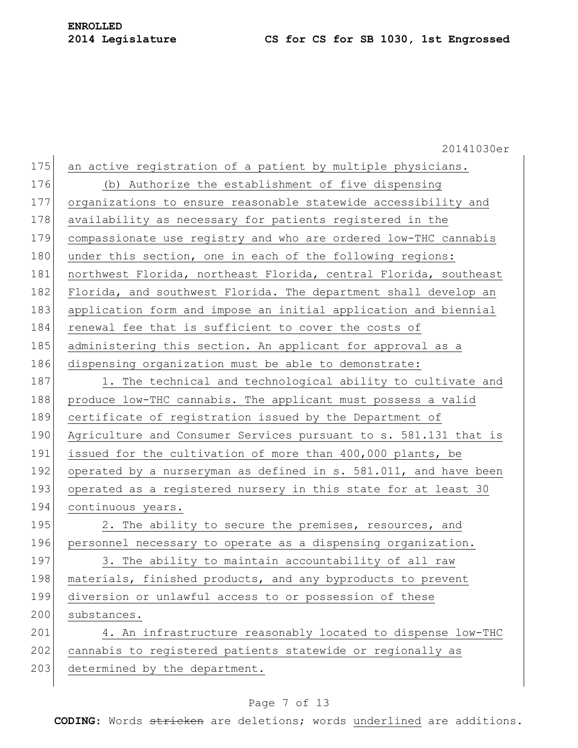an active registration of a patient by multiple physicians.

(b) Authorize the establishment of five dispensing organizations to ensure reasonable statewide accessibility and availability as necessary for patients registered in the compassionate use registry and who are ordered low-THC cannabis under this section, one in each of the following regions: northwest Florida, northeast Florida, central Florida, southeast Florida, and southwest Florida. The department shall develop an application form and impose an initial application and biennial renewal fee that is sufficient to cover the costs of administering this section. An applicant for approval as a dispensing organization must be able to demonstrate:

1. The technical and technological ability to cultivate and produce low-THC cannabis. The applicant must possess a valid certificate of registration issued by the Department of Agriculture and Consumer Services pursuant to s. 581.131 that is issued for the cultivation of more than 400,000 plants, be operated by a nurseryman as defined in s. 581.011, and have been operated as a registered nursery in this state for at least 30 continuous years.

2. The ability to secure the premises, resources, and personnel necessary to operate as a dispensing organization.

3. The ability to maintain accountability of all raw materials, finished products, and any byproducts to prevent diversion or unlawful access to or possession of these substances.

4. An infrastructure reasonably located to dispense low-THC cannabis to registered patients statewide or regionally as determined by the department.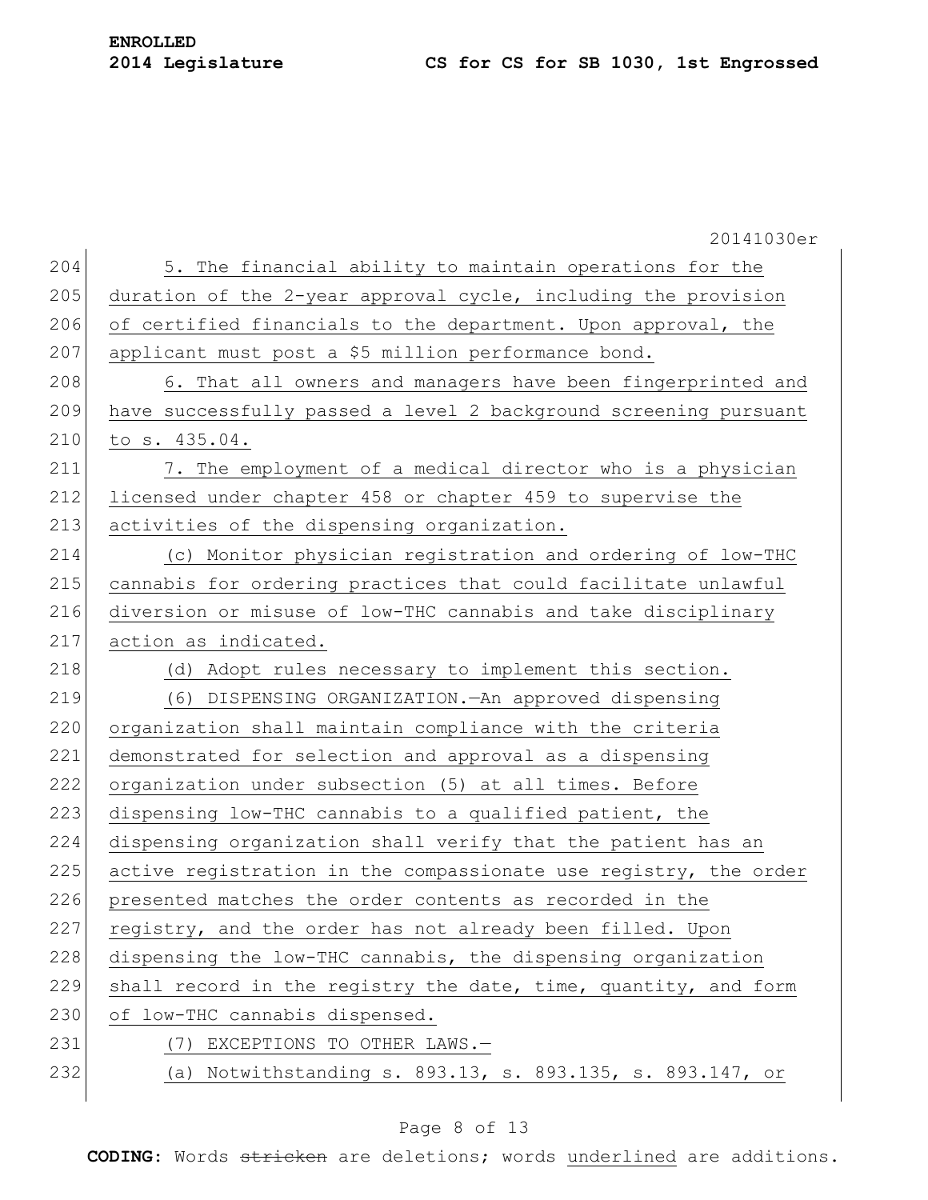5. The financial ability to maintain operations for the duration of the 2-year approval cycle, including the provision of certified financials to the department. Upon approval, the applicant must post a $5 million performance bond.

6. That all owners and managers have been fingerprinted and have successfully passed a level 2 background screening pursuant to s. 435.04.

7. The employment of a medical director who is a physician licensed under chapter 458 or chapter 459 to supervise the activities of the dispensing organization.

(c) Monitor physician registration and ordering of low-THC cannabis for ordering practices that could facilitate unlawful diversion or misuse of low-THC cannabis and take disciplinary action as indicated.

(d) Adopt rules necessary to implement this section.

(6) DISPENSING ORGANIZATION.—An approved dispensing organization shall maintain compliance with the criteria demonstrated for selection and approval as a dispensing organization under subsection (5) at all times. Before dispensing low-THC cannabis to a qualified patient, the dispensing organization shall verify that the patient has an active registration in the compassionate use registry, the order presented matches the order contents as recorded in the registry, and the order has not already been filled. Upon dispensing the low-THC cannabis, the dispensing organization shall record in the registry the date, time, quantity, and form of low-THC cannabis dispensed.

(7) EXCEPTIONS TO OTHER LAWS.—

(a) Notwithstanding s. 893.13, s. 893.135, s. 893.147, or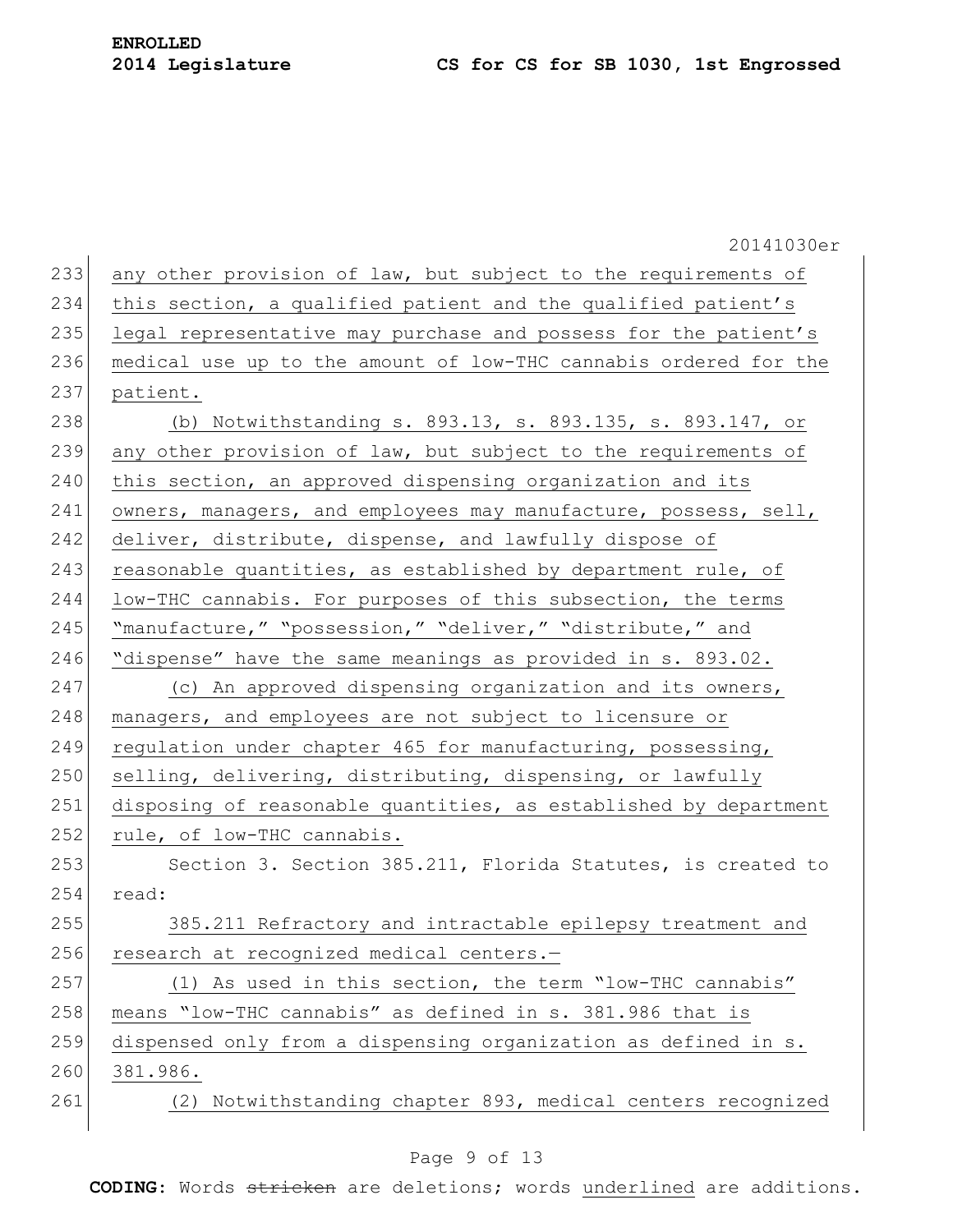any other provision of law, but subject to the requirements of this section, a qualified patient and the qualified patient's legal representative may purchase and possess for the patient's medical use up to the amount of low-THC cannabis ordered for the patient.

(b) Notwithstanding s. 893.13, s. 893.135, s. 893.147, or any other provision of law, but subject to the requirements of this section, an approved dispensing organization and its owners, managers, and employees may manufacture, possess, sell, deliver, distribute, dispense, and lawfully dispose of reasonable quantities, as established by department rule, of low-THC cannabis. For purposes of this subsection, the terms "manufacture," "possession," "deliver," "distribute," and "dispense" have the same meanings as provided in s. 893.02.

(c) An approved dispensing organization and its owners, managers, and employees are not subject to licensure or regulation under chapter 465 for manufacturing, possessing, selling, delivering, distributing, dispensing, or lawfully disposing of reasonable quantities, as established by department rule, of low-THC cannabis.

Section 3. Section 385.211, Florida Statutes, is created to read:

385.211 Refractory and intractable epilepsy treatment and research at recognized medical centers.—

(1) As used in this section, the term "low-THC cannabis" means "low-THC cannabis" as defined in s. 381.986 that is dispensed only from a dispensing organization as defined in s. 381.986.

(2) Notwithstanding chapter 893, medical centers recognized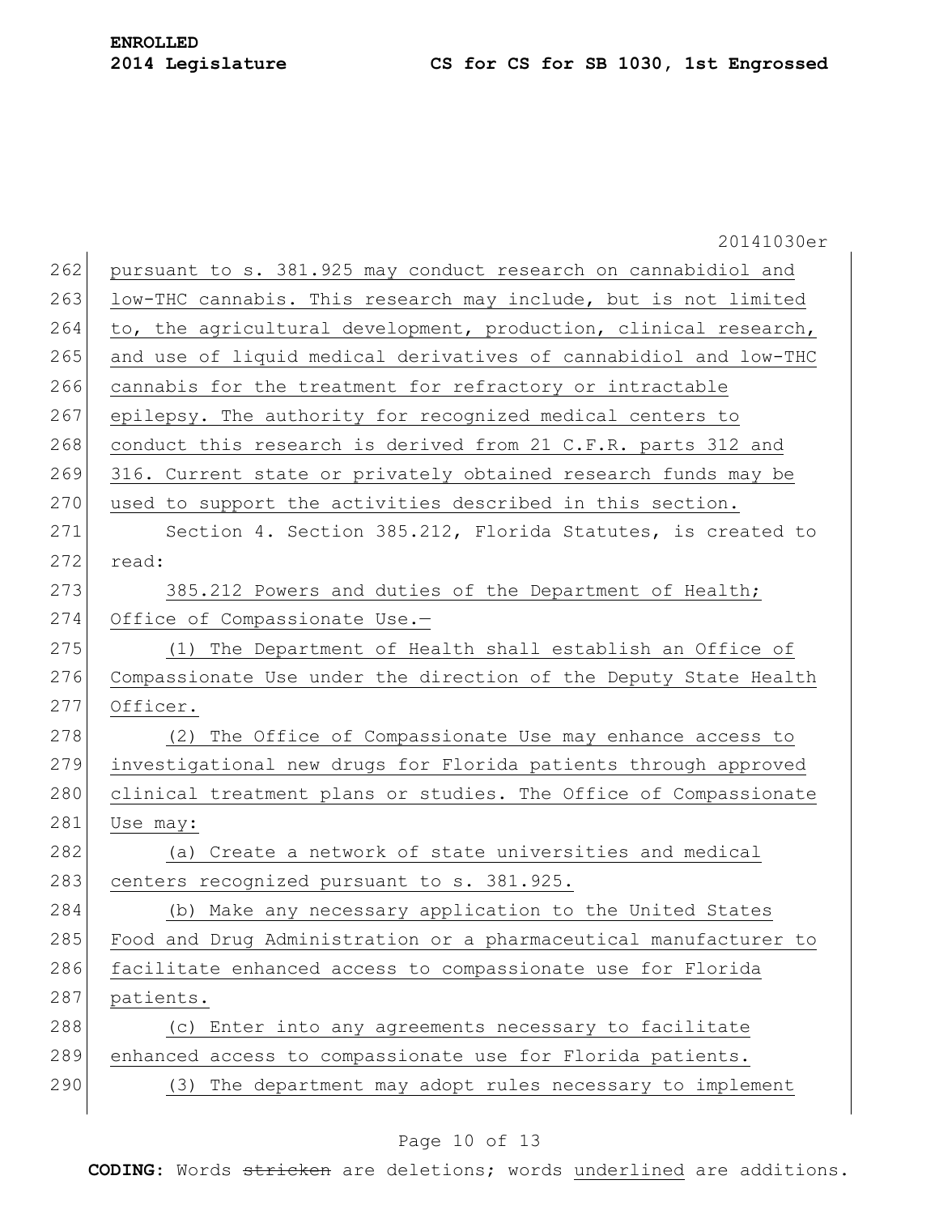262 pursuant to s. 381.925 may conduct research on cannabidiol and
263 low-THC cannabis. This research may include, but is not limited
264 to, the agricultural development, production, clinical research,
265 and use of liquid medical derivatives of cannabidiol and low-THC
266 cannabis for the treatment for refractory or intractable
267 epilepsy. The authority for recognized medical centers to
268 conduct this research is derived from 21 C.F.R. parts 312 and
269 316. Current state or privately obtained research funds may be
270 used to support the activities described in this section.

271 Section 4. Section 385.212, Florida Statutes, is created to
272 read:

273 385.212 Powers and duties of the Department of Health;
274 Office of Compassionate Use.—

275 (1) The Department of Health shall establish an Office of
276 Compassionate Use under the direction of the Deputy State Health
277 Officer.

278 (2) The Office of Compassionate Use may enhance access to
279 investigational new drugs for Florida patients through approved
280 clinical treatment plans or studies. The Office of Compassionate
281 Use may:

282 (a) Create a network of state universities and medical
283 centers recognized pursuant to s. 381.925.

284 (b) Make any necessary application to the United States
285 Food and Drug Administration or a pharmaceutical manufacturer to
286 facilitate enhanced access to compassionate use for Florida
287 patients.

288 (c) Enter into any agreements necessary to facilitate
289 enhanced access to compassionate use for Florida patients.

290 (3) The department may adopt rules necessary to implement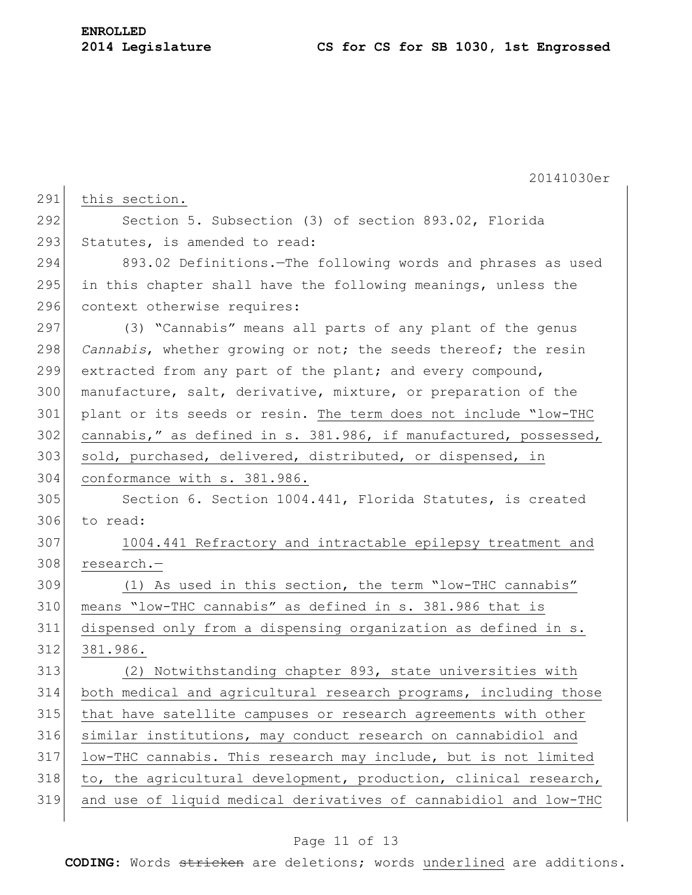this section.

Section 5. Subsection (3) of section 893.02, Florida Statutes, is amended to read:

893.02 Definitions.—The following words and phrases as used in this chapter shall have the following meanings, unless the context otherwise requires:

(3) "Cannabis" means all parts of any plant of the genus *Cannabis*, whether growing or not; the seeds thereof; the resin extracted from any part of the plant; and every compound, manufacture, salt, derivative, mixture, or preparation of the plant or its seeds or resin. The term does not include "low-THC cannabis," as defined in s. 381.986, if manufactured, possessed, sold, purchased, delivered, distributed, or dispensed, in conformance with s. 381.986.

Section 6. Section 1004.441, Florida Statutes, is created to read:

1004.441 Refractory and intractable epilepsy treatment and research.—

(1) As used in this section, the term "low-THC cannabis" means "low-THC cannabis" as defined in s. 381.986 that is dispensed only from a dispensing organization as defined in s. 381.986.

(2) Notwithstanding chapter 893, state universities with both medical and agricultural research programs, including those that have satellite campuses or research agreements with other similar institutions, may conduct research on cannabidiol and low-THC cannabis. This research may include, but is not limited to, the agricultural development, production, clinical research, and use of liquid medical derivatives of cannabidiol and low-THC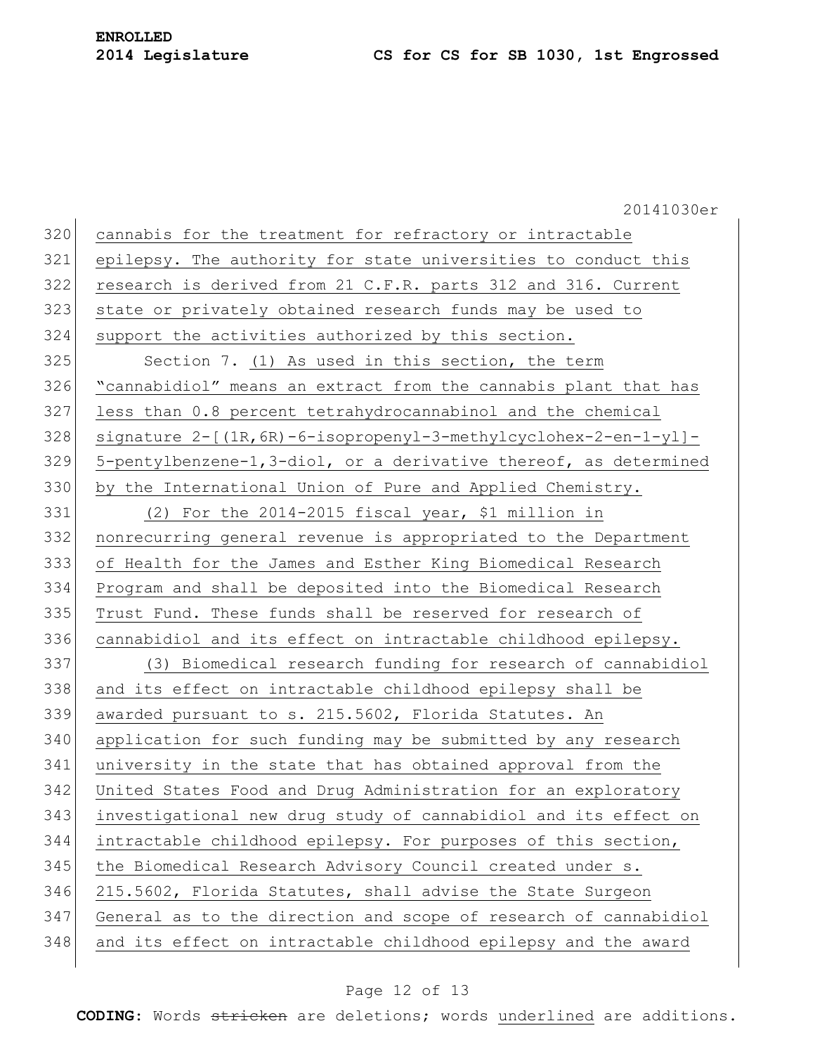cannabis for the treatment for refractory or intractable epilepsy. The authority for state universities to conduct this research is derived from 21 C.F.R. parts 312 and 316. Current state or privately obtained research funds may be used to support the activities authorized by this section.

Section 7. (1) As used in this section, the term "cannabidiol" means an extract from the cannabis plant that has less than 0.8 percent tetrahydrocannabinol and the chemical signature 2-[(1R,6R)-6-isopropenyl-3-methylcyclohex-2-en-1-yl]-5-pentylbenzene-1,3-diol, or a derivative thereof, as determined by the International Union of Pure and Applied Chemistry.

(2) For the 2014-2015 fiscal year, $1 million in nonrecurring general revenue is appropriated to the Department of Health for the James and Esther King Biomedical Research Program and shall be deposited into the Biomedical Research Trust Fund. These funds shall be reserved for research of cannabidiol and its effect on intractable childhood epilepsy.

(3) Biomedical research funding for research of cannabidiol and its effect on intractable childhood epilepsy shall be awarded pursuant to s. 215.5602, Florida Statutes. An application for such funding may be submitted by any research university in the state that has obtained approval from the United States Food and Drug Administration for an exploratory investigational new drug study of cannabidiol and its effect on intractable childhood epilepsy. For purposes of this section, the Biomedical Research Advisory Council created under s. 215.5602, Florida Statutes, shall advise the State Surgeon General as to the direction and scope of research of cannabidiol and its effect on intractable childhood epilepsy and the award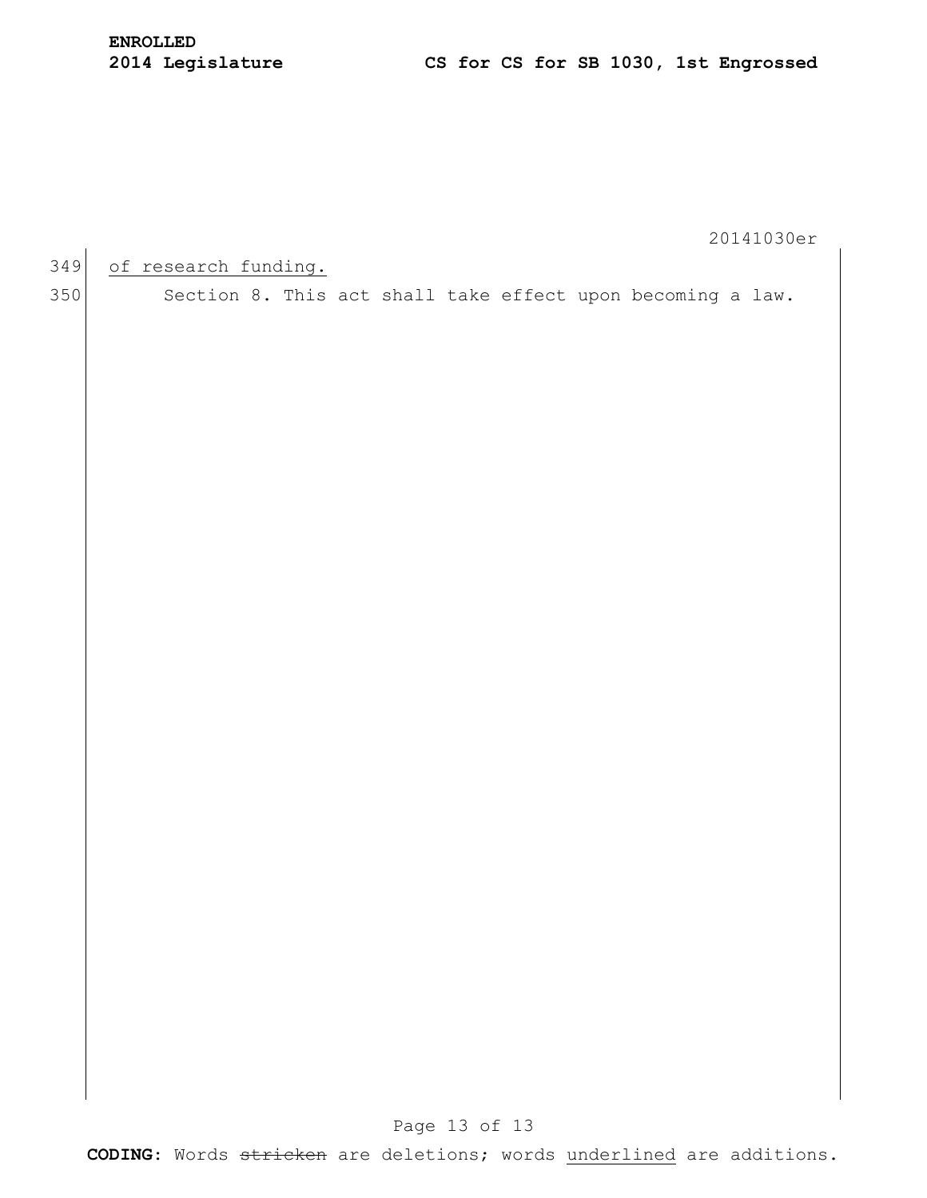349 <u>of research funding.</u>

350 Section 8. This act shall take effect upon becoming a law.